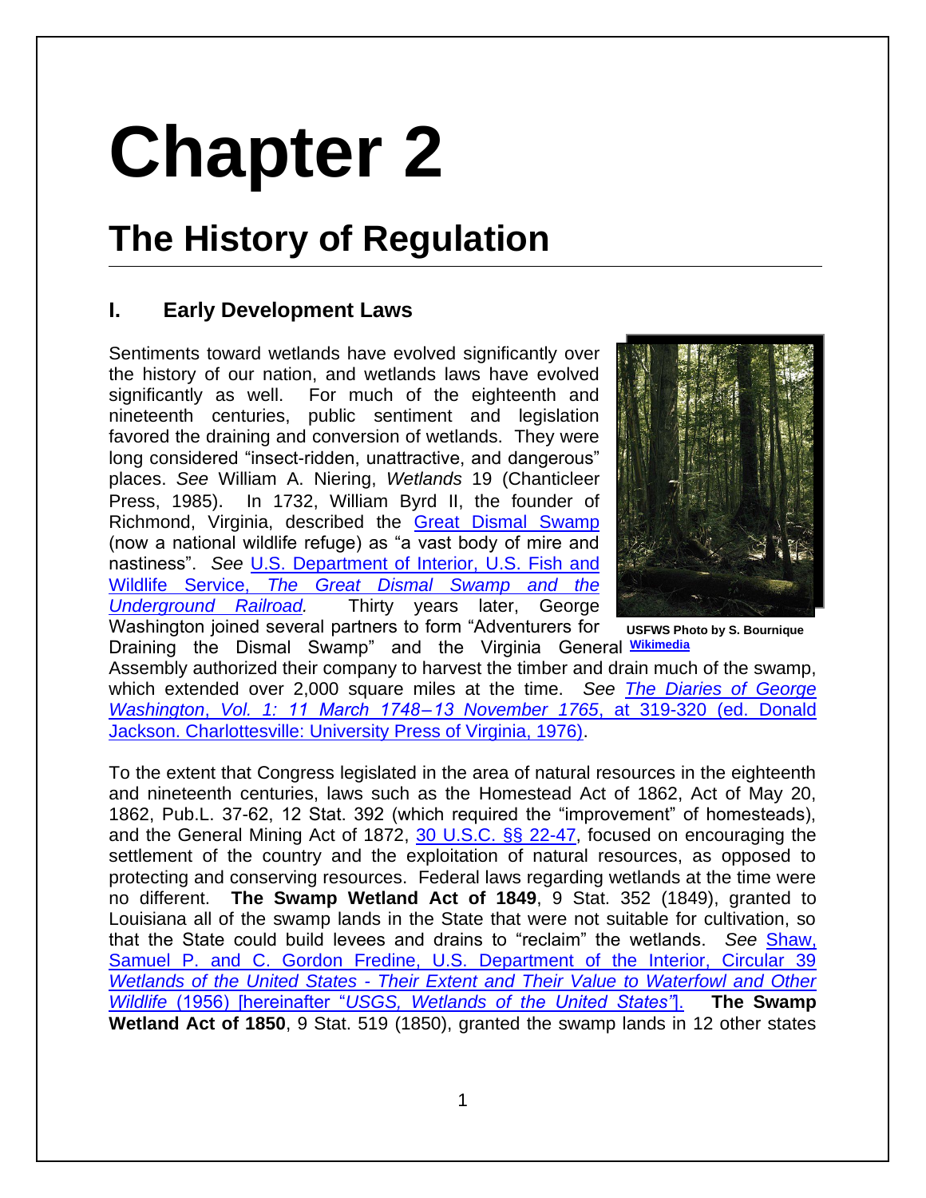# Chapter 2

## The History of Regulation

### I. Early Development Laws

Sentiments toward wetlands have evolved significantly over the history of our nation, and wetlands laws have evolved significantly as well. For much of the eighteenth and nineteenth centuries, public sentiment and legislation favored the draining and conversion of wetlands. They were long considered "insect-ridden, unattractive, and dangerous" places. *See* William A. Niering, *Wetlands* 19 (Chanticleer Press, 1985). In 1732, William Byrd II, the founder of Richmond, Virginia, described the Great Dismal Swamp (now a national wildlife refuge) as "a vast body of mire and nastiness". *See* U.S. Department of Interior, U.S. Fish and Wildlife Service, *The Great Dismal Swamp and the Underground Railroad.* Thirty years later, George Washington joined several partners to form "Adventurers for Draining the Dismal Swamp" and the Virginia General Assembly authorized their company to harvest the timber and drain much of the swamp, which extended over 2,000 square miles at the time. *See The Diaries of George Washington, Vol. 1: 11 March 1748–13 November 1765*, at 319-320 (ed. Donald Jackson. Charlottesville: University Press of Virginia, 1976).

USFWS Photo by S. Bournique
Wikimedia

To the extent that Congress legislated in the area of natural resources in the eighteenth and nineteenth centuries, laws such as the Homestead Act of 1862, Act of May 20, 1862, Pub.L. 37-62, 12 Stat. 392 (which required the "improvement" of homesteads), and the General Mining Act of 1872, 30 U.S.C. §§ 22-47, focused on encouraging the settlement of the country and the exploitation of natural resources, as opposed to protecting and conserving resources. Federal laws regarding wetlands at the time were no different. **The Swamp Wetland Act of 1849**, 9 Stat. 352 (1849), granted to Louisiana all of the swamp lands in the State that were not suitable for cultivation, so that the State could build levees and drains to "reclaim" the wetlands. *See* Shaw, Samuel P. and C. Gordon Fredine, U.S. Department of the Interior, Circular 39 *Wetlands of the United States - Their Extent and Their Value to Waterfowl and Other Wildlife* (1956) [hereinafter "*USGS, Wetlands of the United States"*]. **The Swamp Wetland Act of 1850**, 9 Stat. 519 (1850), granted the swamp lands in 12 other states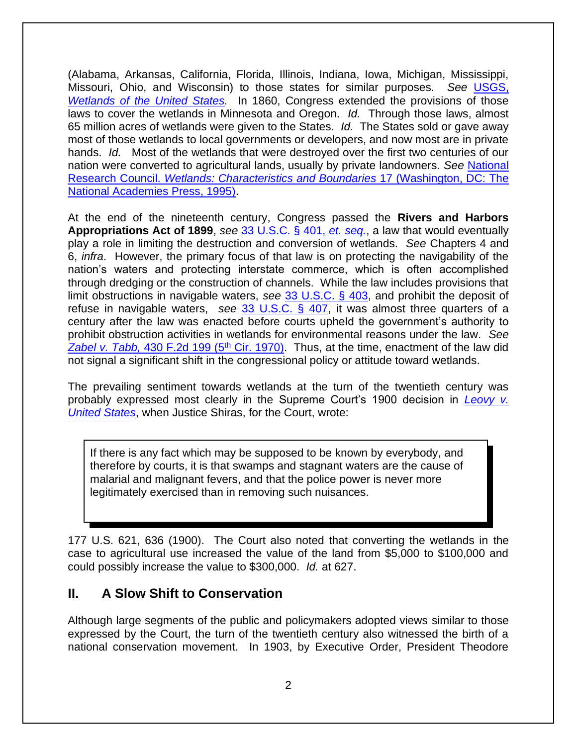(Alabama, Arkansas, California, Florida, Illinois, Indiana, Iowa, Michigan, Mississippi, Missouri, Ohio, and Wisconsin) to those states for similar purposes. *See* [USGS, *Wetlands of the United States*](). In 1860, Congress extended the provisions of those laws to cover the wetlands in Minnesota and Oregon. *Id.* Through those laws, almost 65 million acres of wetlands were given to the States. *Id.* The States sold or gave away most of those wetlands to local governments or developers, and now most are in private hands. *Id.* Most of the wetlands that were destroyed over the first two centuries of our nation were converted to agricultural lands, usually by private landowners. *See* [National Research Council. *Wetlands: Characteristics and Boundaries* 17 (Washington, DC: The National Academies Press, 1995)]().

At the end of the nineteenth century, Congress passed the **Rivers and Harbors Appropriations Act of 1899**, *see* [33 U.S.C. § 401, *et. seq.*](), a law that would eventually play a role in limiting the destruction and conversion of wetlands. *See* Chapters 4 and 6, *infra*. However, the primary focus of that law is on protecting the navigability of the nation's waters and protecting interstate commerce, which is often accomplished through dredging or the construction of channels. While the law includes provisions that limit obstructions in navigable waters, *see* [33 U.S.C. § 403](), and prohibit the deposit of refuse in navigable waters, *see* [33 U.S.C. § 407](), it was almost three quarters of a century after the law was enacted before courts upheld the government's authority to prohibit obstruction activities in wetlands for environmental reasons under the law. *See* [*Zabel v. Tabb*, 430 F.2d 199 (5th Cir. 1970)](). Thus, at the time, enactment of the law did not signal a significant shift in the congressional policy or attitude toward wetlands.

The prevailing sentiment towards wetlands at the turn of the twentieth century was probably expressed most clearly in the Supreme Court's 1900 decision in [*Leovy v. United States*](), when Justice Shiras, for the Court, wrote:

> If there is any fact which may be supposed to be known by everybody, and therefore by courts, it is that swamps and stagnant waters are the cause of malarial and malignant fevers, and that the police power is never more legitimately exercised than in removing such nuisances.

177 U.S. 621, 636 (1900). The Court also noted that converting the wetlands in the case to agricultural use increased the value of the land from $5,000 to $100,000 and could possibly increase the value to $300,000. *Id.* at 627.

## II. A Slow Shift to Conservation

Although large segments of the public and policymakers adopted views similar to those expressed by the Court, the turn of the twentieth century also witnessed the birth of a national conservation movement. In 1903, by Executive Order, President Theodore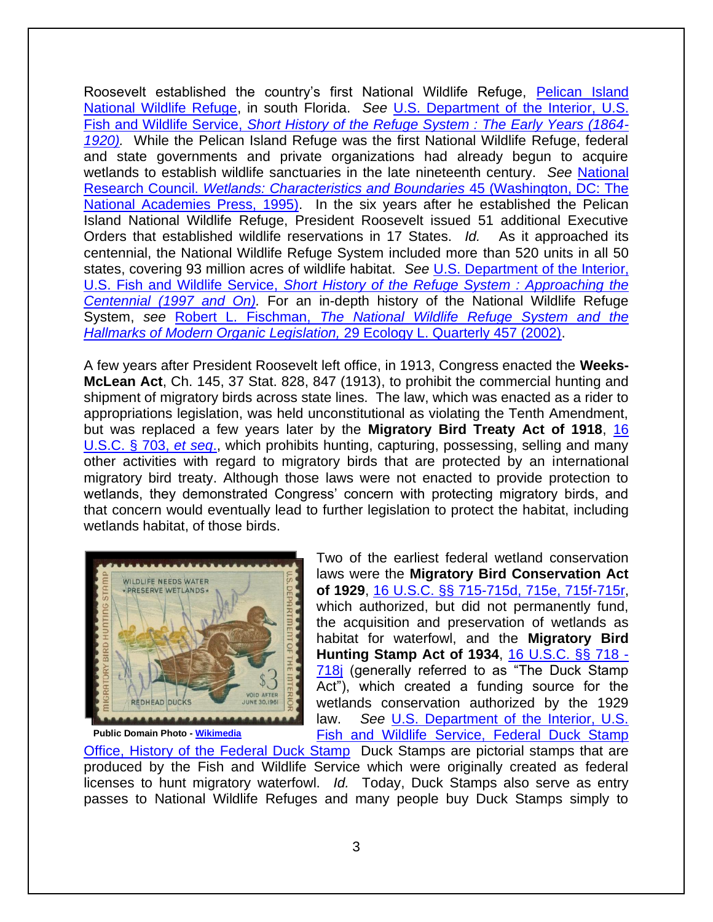Roosevelt established the country's first National Wildlife Refuge, Pelican Island National Wildlife Refuge, in south Florida. *See* U.S. Department of the Interior, U.S. Fish and Wildlife Service, *Short History of the Refuge System : The Early Years (1864-1920).* While the Pelican Island Refuge was the first National Wildlife Refuge, federal and state governments and private organizations had already begun to acquire wetlands to establish wildlife sanctuaries in the late nineteenth century. *See* National Research Council. *Wetlands: Characteristics and Boundaries* 45 (Washington, DC: The National Academies Press, 1995). In the six years after he established the Pelican Island National Wildlife Refuge, President Roosevelt issued 51 additional Executive Orders that established wildlife reservations in 17 States. *Id.* As it approached its centennial, the National Wildlife Refuge System included more than 520 units in all 50 states, covering 93 million acres of wildlife habitat. *See* U.S. Department of the Interior, U.S. Fish and Wildlife Service, *Short History of the Refuge System : Approaching the Centennial (1997 and On).* For an in-depth history of the National Wildlife Refuge System, *see* Robert L. Fischman, *The National Wildlife Refuge System and the Hallmarks of Modern Organic Legislation,* 29 Ecology L. Quarterly 457 (2002).

A few years after President Roosevelt left office, in 1913, Congress enacted the **Weeks-McLean Act**, Ch. 145, 37 Stat. 828, 847 (1913), to prohibit the commercial hunting and shipment of migratory birds across state lines. The law, which was enacted as a rider to appropriations legislation, was held unconstitutional as violating the Tenth Amendment, but was replaced a few years later by the **Migratory Bird Treaty Act of 1918**, 16 U.S.C. § 703, *et seq*., which prohibits hunting, capturing, possessing, selling and many other activities with regard to migratory birds that are protected by an international migratory bird treaty. Although those laws were not enacted to provide protection to wetlands, they demonstrated Congress' concern with protecting migratory birds, and that concern would eventually lead to further legislation to protect the habitat, including wetlands habitat, of those birds.

Public Domain Photo - Wikimedia

Two of the earliest federal wetland conservation laws were the **Migratory Bird Conservation Act of 1929**, 16 U.S.C. §§ 715-715d, 715e, 715f-715r, which authorized, but did not permanently fund, the acquisition and preservation of wetlands as habitat for waterfowl, and the **Migratory Bird Hunting Stamp Act of 1934**, 16 U.S.C. §§ 718 - 718j (generally referred to as "The Duck Stamp Act"), which created a funding source for the wetlands conservation authorized by the 1929 law. *See* U.S. Department of the Interior, U.S. Fish and Wildlife Service, Federal Duck Stamp Office, History of the Federal Duck Stamp Duck Stamps are pictorial stamps that are produced by the Fish and Wildlife Service which were originally created as federal licenses to hunt migratory waterfowl. *Id.* Today, Duck Stamps also serve as entry passes to National Wildlife Refuges and many people buy Duck Stamps simply to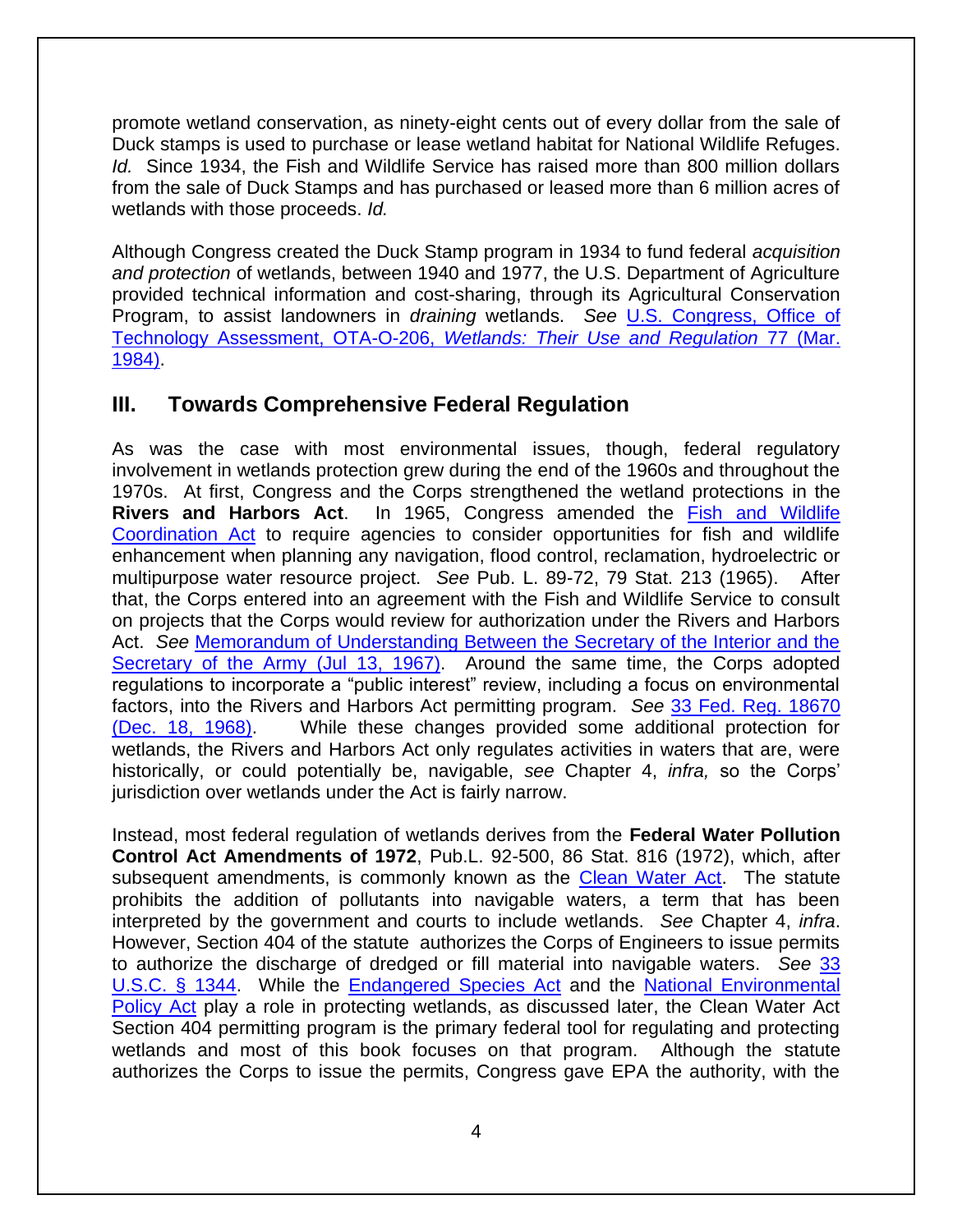promote wetland conservation, as ninety-eight cents out of every dollar from the sale of Duck stamps is used to purchase or lease wetland habitat for National Wildlife Refuges. *Id.* Since 1934, the Fish and Wildlife Service has raised more than 800 million dollars from the sale of Duck Stamps and has purchased or leased more than 6 million acres of wetlands with those proceeds. *Id.*

Although Congress created the Duck Stamp program in 1934 to fund federal *acquisition and protection* of wetlands, between 1940 and 1977, the U.S. Department of Agriculture provided technical information and cost-sharing, through its Agricultural Conservation Program, to assist landowners in *draining* wetlands. *See* U.S. Congress, Office of Technology Assessment, OTA-O-206, *Wetlands: Their Use and Regulation* 77 (Mar. 1984).

## III. Towards Comprehensive Federal Regulation

As was the case with most environmental issues, though, federal regulatory involvement in wetlands protection grew during the end of the 1960s and throughout the 1970s. At first, Congress and the Corps strengthened the wetland protections in the **Rivers and Harbors Act**. In 1965, Congress amended the Fish and Wildlife Coordination Act to require agencies to consider opportunities for fish and wildlife enhancement when planning any navigation, flood control, reclamation, hydroelectric or multipurpose water resource project. *See* Pub. L. 89-72, 79 Stat. 213 (1965). After that, the Corps entered into an agreement with the Fish and Wildlife Service to consult on projects that the Corps would review for authorization under the Rivers and Harbors Act. *See* Memorandum of Understanding Between the Secretary of the Interior and the Secretary of the Army (Jul 13, 1967). Around the same time, the Corps adopted regulations to incorporate a "public interest" review, including a focus on environmental factors, into the Rivers and Harbors Act permitting program. *See* 33 Fed. Reg. 18670 (Dec. 18, 1968). While these changes provided some additional protection for wetlands, the Rivers and Harbors Act only regulates activities in waters that are, were historically, or could potentially be, navigable, *see* Chapter 4, *infra,* so the Corps' jurisdiction over wetlands under the Act is fairly narrow.

Instead, most federal regulation of wetlands derives from the **Federal Water Pollution Control Act Amendments of 1972**, Pub.L. 92-500, 86 Stat. 816 (1972), which, after subsequent amendments, is commonly known as the Clean Water Act. The statute prohibits the addition of pollutants into navigable waters, a term that has been interpreted by the government and courts to include wetlands. *See* Chapter 4, *infra*. However, Section 404 of the statute authorizes the Corps of Engineers to issue permits to authorize the discharge of dredged or fill material into navigable waters. *See* 33 U.S.C. § 1344. While the Endangered Species Act and the National Environmental Policy Act play a role in protecting wetlands, as discussed later, the Clean Water Act Section 404 permitting program is the primary federal tool for regulating and protecting wetlands and most of this book focuses on that program. Although the statute authorizes the Corps to issue the permits, Congress gave EPA the authority, with the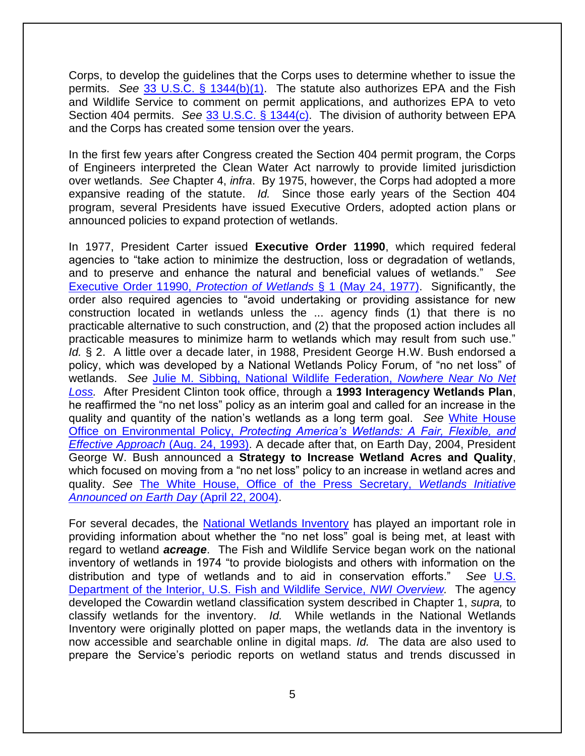Corps, to develop the guidelines that the Corps uses to determine whether to issue the permits. *See* [33 U.S.C. § 1344(b)(1)](). The statute also authorizes EPA and the Fish and Wildlife Service to comment on permit applications, and authorizes EPA to veto Section 404 permits. *See* [33 U.S.C. § 1344(c)](). The division of authority between EPA and the Corps has created some tension over the years.

In the first few years after Congress created the Section 404 permit program, the Corps of Engineers interpreted the Clean Water Act narrowly to provide limited jurisdiction over wetlands. *See* Chapter 4, *infra*. By 1975, however, the Corps had adopted a more expansive reading of the statute. *Id.* Since those early years of the Section 404 program, several Presidents have issued Executive Orders, adopted action plans or announced policies to expand protection of wetlands.

In 1977, President Carter issued **Executive Order 11990**, which required federal agencies to "take action to minimize the destruction, loss or degradation of wetlands, and to preserve and enhance the natural and beneficial values of wetlands." *See* [Executive Order 11990, *Protection of Wetlands* § 1 (May 24, 1977)](). Significantly, the order also required agencies to "avoid undertaking or providing assistance for new construction located in wetlands unless the ... agency finds (1) that there is no practicable alternative to such construction, and (2) that the proposed action includes all practicable measures to minimize harm to wetlands which may result from such use." *Id.* § 2. A little over a decade later, in 1988, President George H.W. Bush endorsed a policy, which was developed by a National Wetlands Policy Forum, of "no net loss" of wetlands. *See* [Julie M. Sibbing, National Wildlife Federation, *Nowhere Near No Net Loss.*]() After President Clinton took office, through a **1993 Interagency Wetlands Plan**, he reaffirmed the "no net loss" policy as an interim goal and called for an increase in the quality and quantity of the nation's wetlands as a long term goal. *See* [White House Office on Environmental Policy, *Protecting America's Wetlands: A Fair, Flexible, and Effective Approach* (Aug. 24, 1993)](). A decade after that, on Earth Day, 2004, President George W. Bush announced a **Strategy to Increase Wetland Acres and Quality**, which focused on moving from a "no net loss" policy to an increase in wetland acres and quality. *See* [The White House, Office of the Press Secretary, *Wetlands Initiative Announced on Earth Day* (April 22, 2004)]().

For several decades, the [National Wetlands Inventory]() has played an important role in providing information about whether the "no net loss" goal is being met, at least with regard to wetland ***acreage***. The Fish and Wildlife Service began work on the national inventory of wetlands in 1974 "to provide biologists and others with information on the distribution and type of wetlands and to aid in conservation efforts." *See* [U.S. Department of the Interior, U.S. Fish and Wildlife Service, *NWI Overview.*]() The agency developed the Cowardin wetland classification system described in Chapter 1, *supra,* to classify wetlands for the inventory. *Id.* While wetlands in the National Wetlands Inventory were originally plotted on paper maps, the wetlands data in the inventory is now accessible and searchable online in digital maps. *Id.* The data are also used to prepare the Service's periodic reports on wetland status and trends discussed in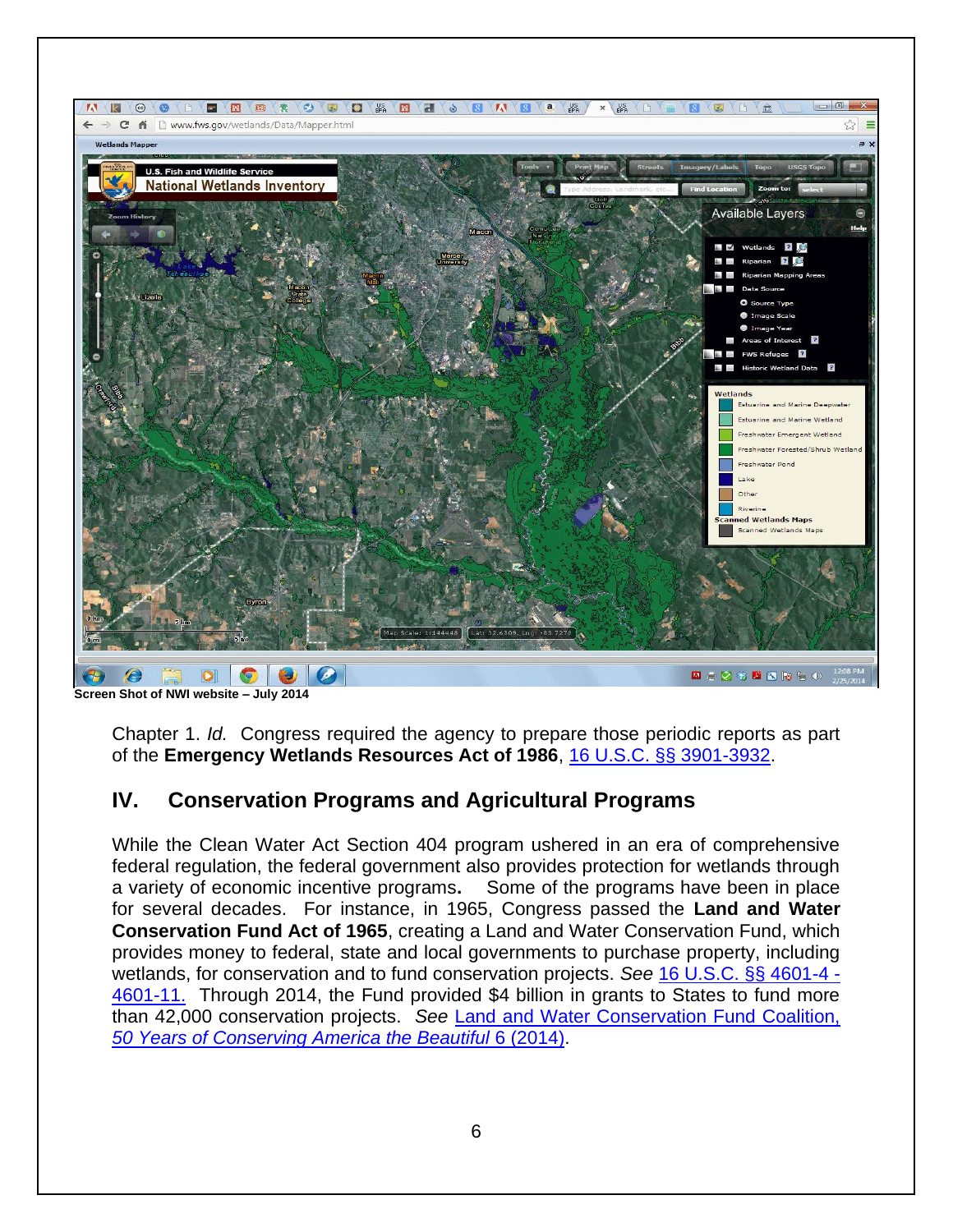Screen Shot of NWI website – July 2014

Chapter 1. *Id.* Congress required the agency to prepare those periodic reports as part of the **Emergency Wetlands Resources Act of 1986**, 16 U.S.C. §§ 3901-3932.

## IV. Conservation Programs and Agricultural Programs

While the Clean Water Act Section 404 program ushered in an era of comprehensive federal regulation, the federal government also provides protection for wetlands through a variety of economic incentive programs**.** Some of the programs have been in place for several decades. For instance, in 1965, Congress passed the **Land and Water Conservation Fund Act of 1965**, creating a Land and Water Conservation Fund, which provides money to federal, state and local governments to purchase property, including wetlands, for conservation and to fund conservation projects. *See* 16 U.S.C. §§ 4601-4 - 4601-11. Through 2014, the Fund provided $4 billion in grants to States to fund more than 42,000 conservation projects. *See* Land and Water Conservation Fund Coalition, *50 Years of Conserving America the Beautiful* 6 (2014).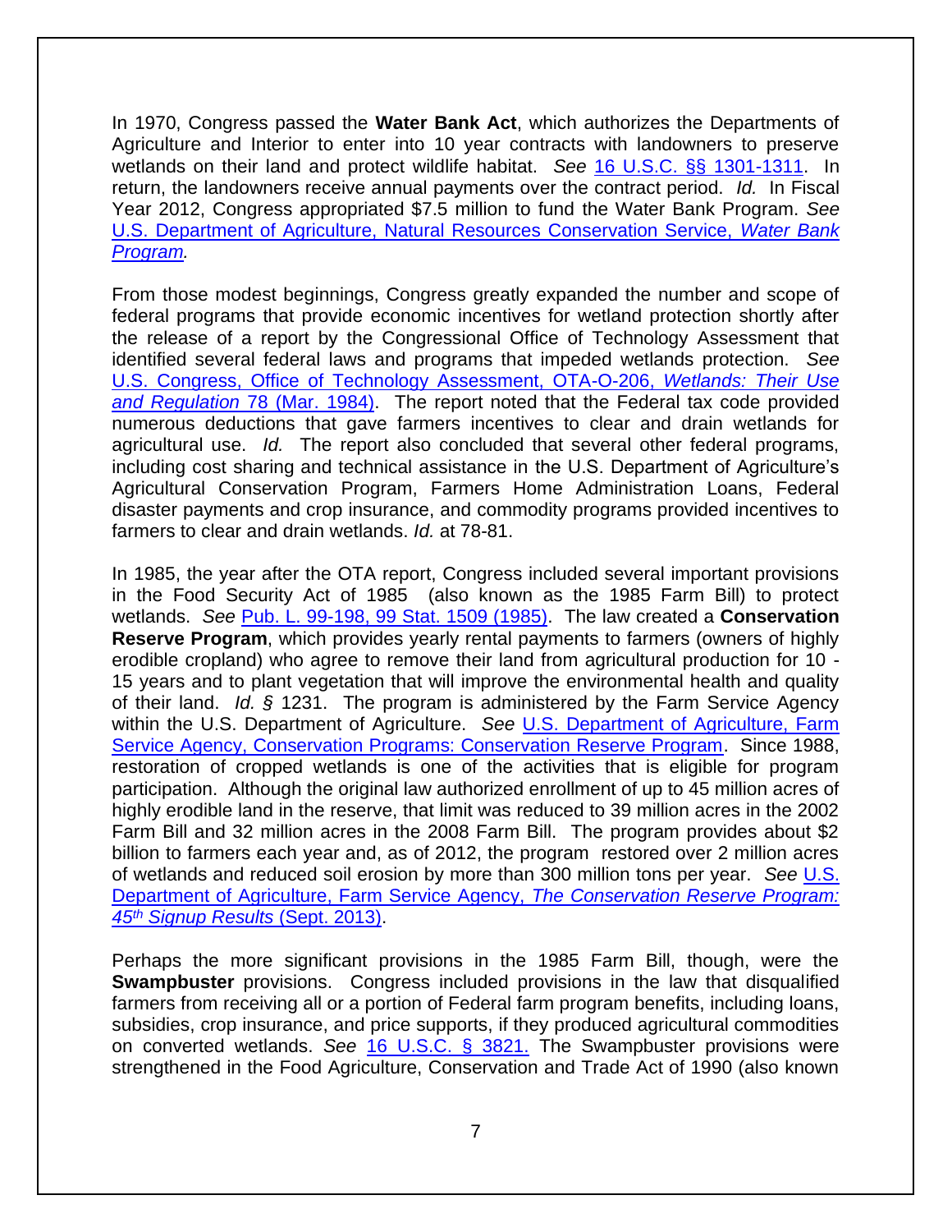In 1970, Congress passed the **Water Bank Act**, which authorizes the Departments of Agriculture and Interior to enter into 10 year contracts with landowners to preserve wetlands on their land and protect wildlife habitat. *See* [16 U.S.C. §§ 1301-1311](). In return, the landowners receive annual payments over the contract period. *Id.* In Fiscal Year 2012, Congress appropriated $7.5 million to fund the Water Bank Program. *See* [U.S. Department of Agriculture, Natural Resources Conservation Service, *Water Bank Program*]().

From those modest beginnings, Congress greatly expanded the number and scope of federal programs that provide economic incentives for wetland protection shortly after the release of a report by the Congressional Office of Technology Assessment that identified several federal laws and programs that impeded wetlands protection. *See* [U.S. Congress, Office of Technology Assessment, OTA-O-206, *Wetlands: Their Use and Regulation* 78 (Mar. 1984)](). The report noted that the Federal tax code provided numerous deductions that gave farmers incentives to clear and drain wetlands for agricultural use. *Id.* The report also concluded that several other federal programs, including cost sharing and technical assistance in the U.S. Department of Agriculture's Agricultural Conservation Program, Farmers Home Administration Loans, Federal disaster payments and crop insurance, and commodity programs provided incentives to farmers to clear and drain wetlands. *Id.* at 78-81.

In 1985, the year after the OTA report, Congress included several important provisions in the Food Security Act of 1985 (also known as the 1985 Farm Bill) to protect wetlands. *See* [Pub. L. 99-198, 99 Stat. 1509 (1985)](). The law created a **Conservation Reserve Program**, which provides yearly rental payments to farmers (owners of highly erodible cropland) who agree to remove their land from agricultural production for 10 - 15 years and to plant vegetation that will improve the environmental health and quality of their land. *Id. §* 1231. The program is administered by the Farm Service Agency within the U.S. Department of Agriculture. *See* [U.S. Department of Agriculture, Farm Service Agency, Conservation Programs: Conservation Reserve Program](). Since 1988, restoration of cropped wetlands is one of the activities that is eligible for program participation. Although the original law authorized enrollment of up to 45 million acres of highly erodible land in the reserve, that limit was reduced to 39 million acres in the 2002 Farm Bill and 32 million acres in the 2008 Farm Bill. The program provides about $2 billion to farmers each year and, as of 2012, the program restored over 2 million acres of wetlands and reduced soil erosion by more than 300 million tons per year. *See* [U.S. Department of Agriculture, Farm Service Agency, *The Conservation Reserve Program: 45th Signup Results* (Sept. 2013)]().

Perhaps the more significant provisions in the 1985 Farm Bill, though, were the **Swampbuster** provisions. Congress included provisions in the law that disqualified farmers from receiving all or a portion of Federal farm program benefits, including loans, subsidies, crop insurance, and price supports, if they produced agricultural commodities on converted wetlands. *See* [16 U.S.C. § 3821.]() The Swampbuster provisions were strengthened in the Food Agriculture, Conservation and Trade Act of 1990 (also known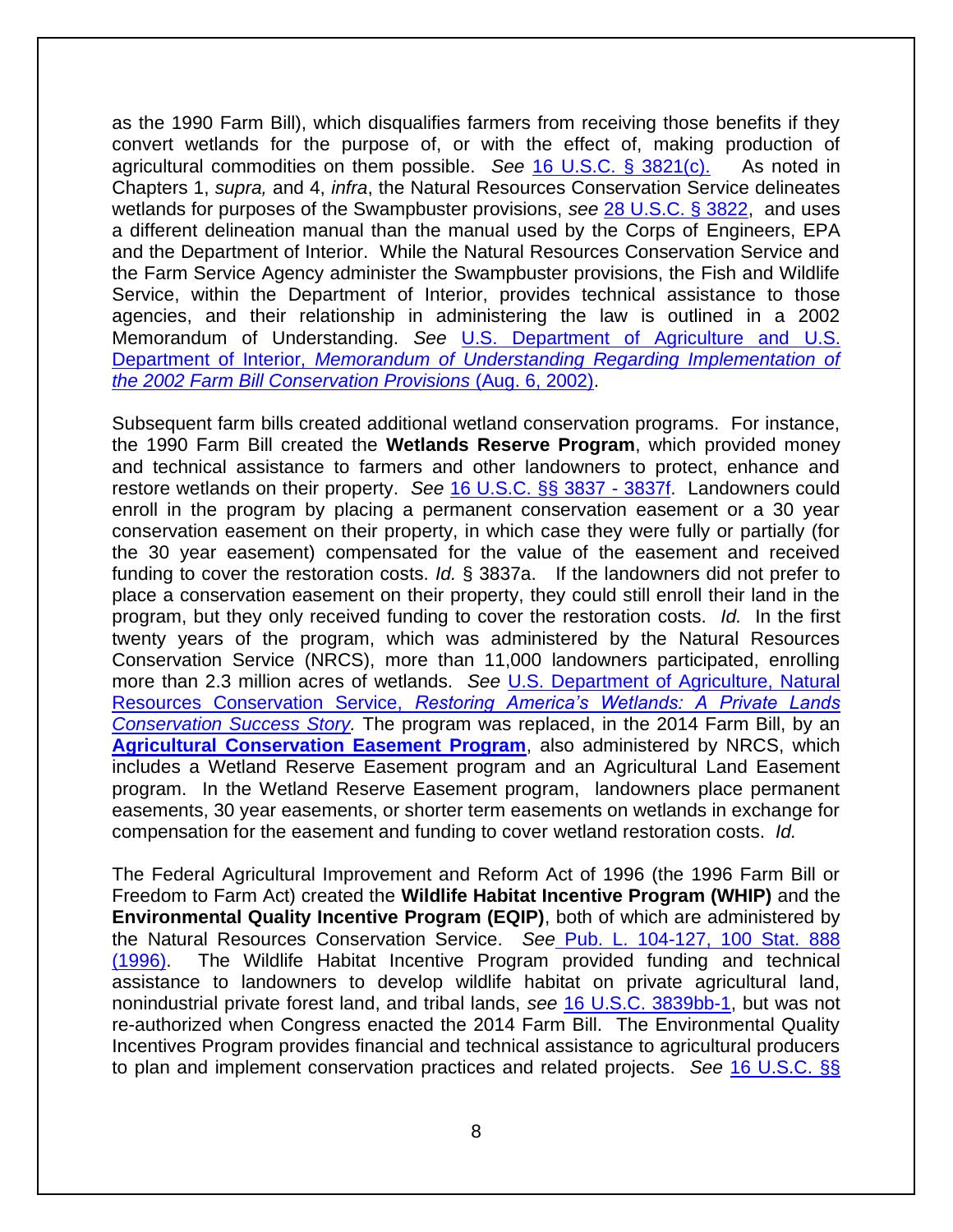as the 1990 Farm Bill), which disqualifies farmers from receiving those benefits if they convert wetlands for the purpose of, or with the effect of, making production of agricultural commodities on them possible. *See* [16 U.S.C. § 3821(c).](16 U.S.C. § 3821(c).) As noted in Chapters 1, *supra,* and 4, *infra*, the Natural Resources Conservation Service delineates wetlands for purposes of the Swampbuster provisions, *see* 28 U.S.C. § 3822, and uses a different delineation manual than the manual used by the Corps of Engineers, EPA and the Department of Interior. While the Natural Resources Conservation Service and the Farm Service Agency administer the Swampbuster provisions, the Fish and Wildlife Service, within the Department of Interior, provides technical assistance to those agencies, and their relationship in administering the law is outlined in a 2002 Memorandum of Understanding. *See* U.S. Department of Agriculture and U.S. Department of Interior, *Memorandum of Understanding Regarding Implementation of the 2002 Farm Bill Conservation Provisions* (Aug. 6, 2002).

Subsequent farm bills created additional wetland conservation programs. For instance, the 1990 Farm Bill created the **Wetlands Reserve Program**, which provided money and technical assistance to farmers and other landowners to protect, enhance and restore wetlands on their property. *See* 16 U.S.C. §§ 3837 - 3837f. Landowners could enroll in the program by placing a permanent conservation easement or a 30 year conservation easement on their property, in which case they were fully or partially (for the 30 year easement) compensated for the value of the easement and received funding to cover the restoration costs. *Id.* § 3837a. If the landowners did not prefer to place a conservation easement on their property, they could still enroll their land in the program, but they only received funding to cover the restoration costs. *Id.* In the first twenty years of the program, which was administered by the Natural Resources Conservation Service (NRCS), more than 11,000 landowners participated, enrolling more than 2.3 million acres of wetlands. *See* U.S. Department of Agriculture, Natural Resources Conservation Service, *Restoring America's Wetlands: A Private Lands Conservation Success Story.* The program was replaced, in the 2014 Farm Bill, by an **Agricultural Conservation Easement Program**, also administered by NRCS, which includes a Wetland Reserve Easement program and an Agricultural Land Easement program. In the Wetland Reserve Easement program, landowners place permanent easements, 30 year easements, or shorter term easements on wetlands in exchange for compensation for the easement and funding to cover wetland restoration costs. *Id.*

The Federal Agricultural Improvement and Reform Act of 1996 (the 1996 Farm Bill or Freedom to Farm Act) created the **Wildlife Habitat Incentive Program (WHIP)** and the **Environmental Quality Incentive Program (EQIP)**, both of which are administered by the Natural Resources Conservation Service. *See* Pub. L. 104-127, 100 Stat. 888 (1996). The Wildlife Habitat Incentive Program provided funding and technical assistance to landowners to develop wildlife habitat on private agricultural land, nonindustrial private forest land, and tribal lands, *see* 16 U.S.C. 3839bb-1, but was not re-authorized when Congress enacted the 2014 Farm Bill. The Environmental Quality Incentives Program provides financial and technical assistance to agricultural producers to plan and implement conservation practices and related projects. *See* 16 U.S.C. §§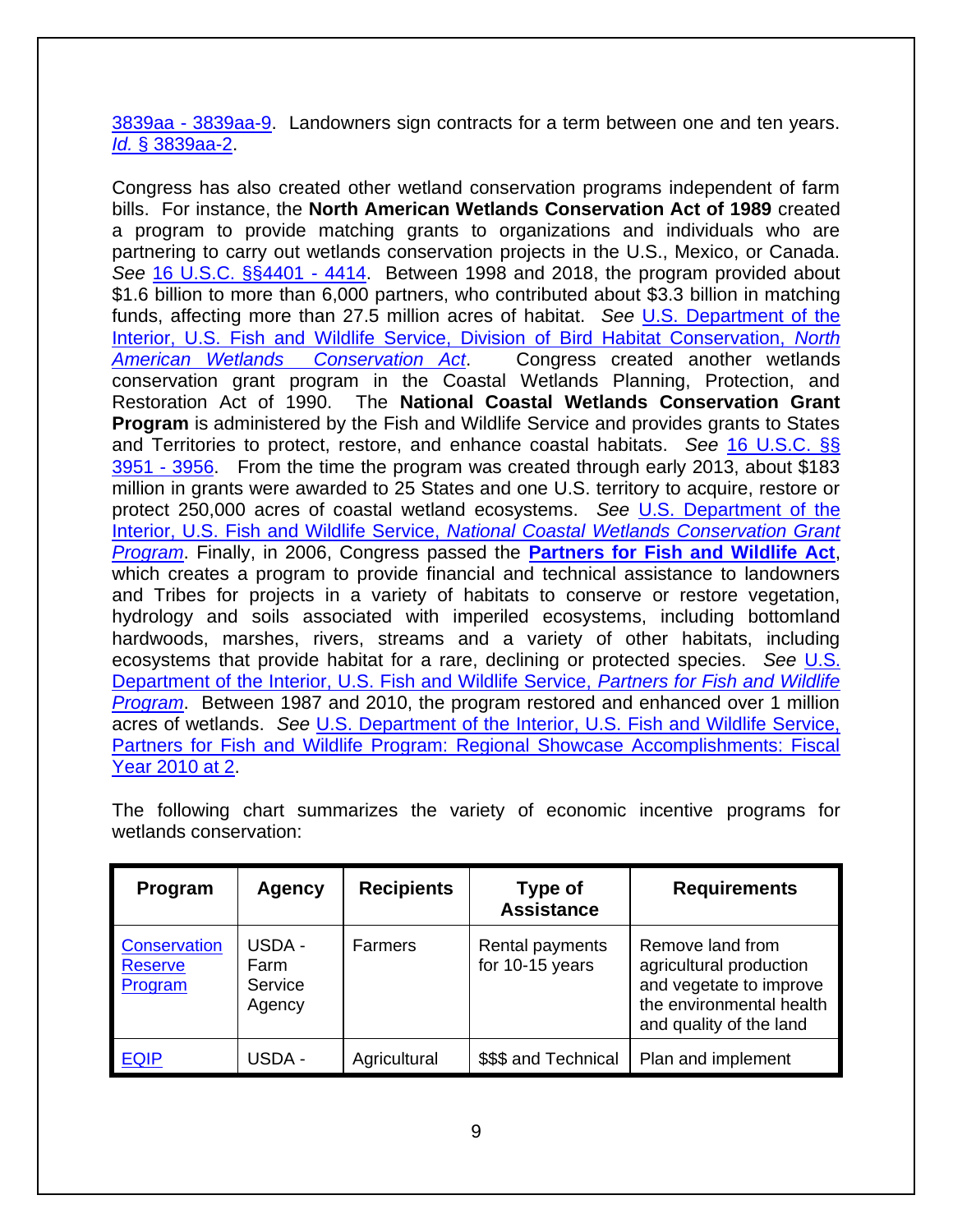3839aa - 3839aa-9. Landowners sign contracts for a term between one and ten years. *Id.* § 3839aa-2.

Congress has also created other wetland conservation programs independent of farm bills. For instance, the **North American Wetlands Conservation Act of 1989** created a program to provide matching grants to organizations and individuals who are partnering to carry out wetlands conservation projects in the U.S., Mexico, or Canada. *See* 16 U.S.C. §§4401 - 4414. Between 1998 and 2018, the program provided about $1.6 billion to more than 6,000 partners, who contributed about $3.3 billion in matching funds, affecting more than 27.5 million acres of habitat. *See* U.S. Department of the Interior, U.S. Fish and Wildlife Service, Division of Bird Habitat Conservation, *North American Wetlands Conservation Act*. Congress created another wetlands conservation grant program in the Coastal Wetlands Planning, Protection, and Restoration Act of 1990. The **National Coastal Wetlands Conservation Grant Program** is administered by the Fish and Wildlife Service and provides grants to States and Territories to protect, restore, and enhance coastal habitats. *See* 16 U.S.C. §§ 3951 - 3956. From the time the program was created through early 2013, about $183 million in grants were awarded to 25 States and one U.S. territory to acquire, restore or protect 250,000 acres of coastal wetland ecosystems. *See* U.S. Department of the Interior, U.S. Fish and Wildlife Service, *National Coastal Wetlands Conservation Grant Program*. Finally, in 2006, Congress passed the **Partners for Fish and Wildlife Act**, which creates a program to provide financial and technical assistance to landowners and Tribes for projects in a variety of habitats to conserve or restore vegetation, hydrology and soils associated with imperiled ecosystems, including bottomland hardwoods, marshes, rivers, streams and a variety of other habitats, including ecosystems that provide habitat for a rare, declining or protected species. *See* U.S. Department of the Interior, U.S. Fish and Wildlife Service, *Partners for Fish and Wildlife Program*. Between 1987 and 2010, the program restored and enhanced over 1 million acres of wetlands. *See* U.S. Department of the Interior, U.S. Fish and Wildlife Service, Partners for Fish and Wildlife Program: Regional Showcase Accomplishments: Fiscal Year 2010 at 2.

The following chart summarizes the variety of economic incentive programs for wetlands conservation:

| Program | Agency | Recipients | Type of Assistance | Requirements |
|---|---|---|---|---|
| Conservation Reserve Program | USDA - Farm Service Agency | Farmers | Rental payments for 10-15 years | Remove land from agricultural production and vegetate to improve the environmental health and quality of the land |
| EQIP | USDA - | Agricultural | $$$ and Technical | Plan and implement |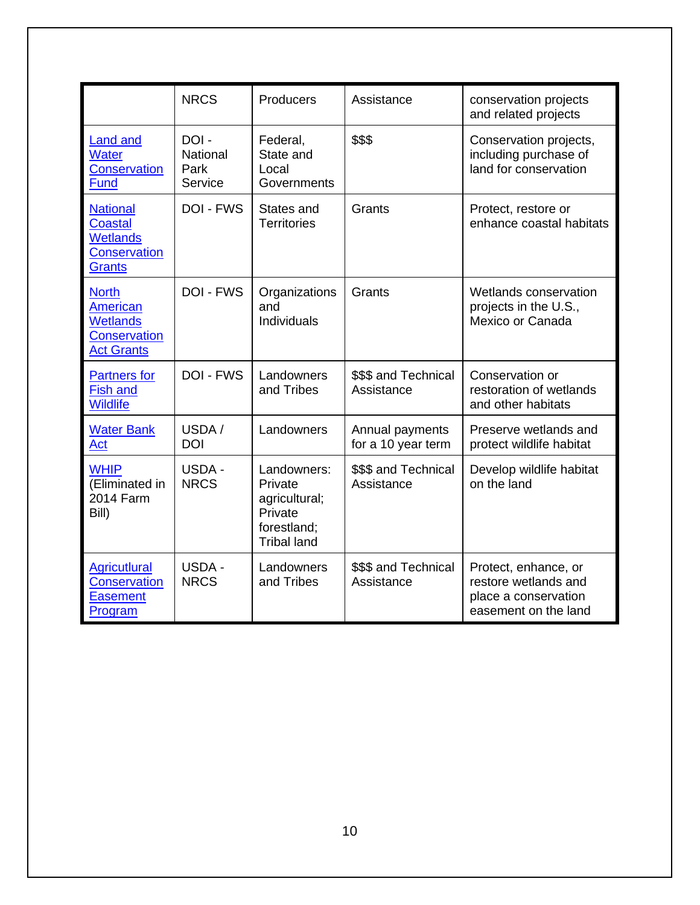| | NRCS | Producers | Assistance | conservation projects and related projects |
|---|---|---|---|---|
| Land and Water Conservation Fund | DOI - National Park Service | Federal, State and Local Governments | $$$ | Conservation projects, including purchase of land for conservation |
| National Coastal Wetlands Conservation Grants | DOI - FWS | States and Territories | Grants | Protect, restore or enhance coastal habitats |
| North American Wetlands Conservation Act Grants | DOI - FWS | Organizations and Individuals | Grants | Wetlands conservation projects in the U.S., Mexico or Canada |
| Partners for Fish and Wildlife | DOI - FWS | Landowners and Tribes | $$$ and Technical Assistance | Conservation or restoration of wetlands and other habitats |
| Water Bank Act | USDA / DOI | Landowners | Annual payments for a 10 year term | Preserve wetlands and protect wildlife habitat |
| WHIP (Eliminated in 2014 Farm Bill) | USDA - NRCS | Landowners: Private agricultural; Private forestland; Tribal land | $$$ and Technical Assistance | Develop wildlife habitat on the land |
| Agricutlural Conservation Easement Program | USDA - NRCS | Landowners and Tribes | $$$ and Technical Assistance | Protect, enhance, or restore wetlands and place a conservation easement on the land |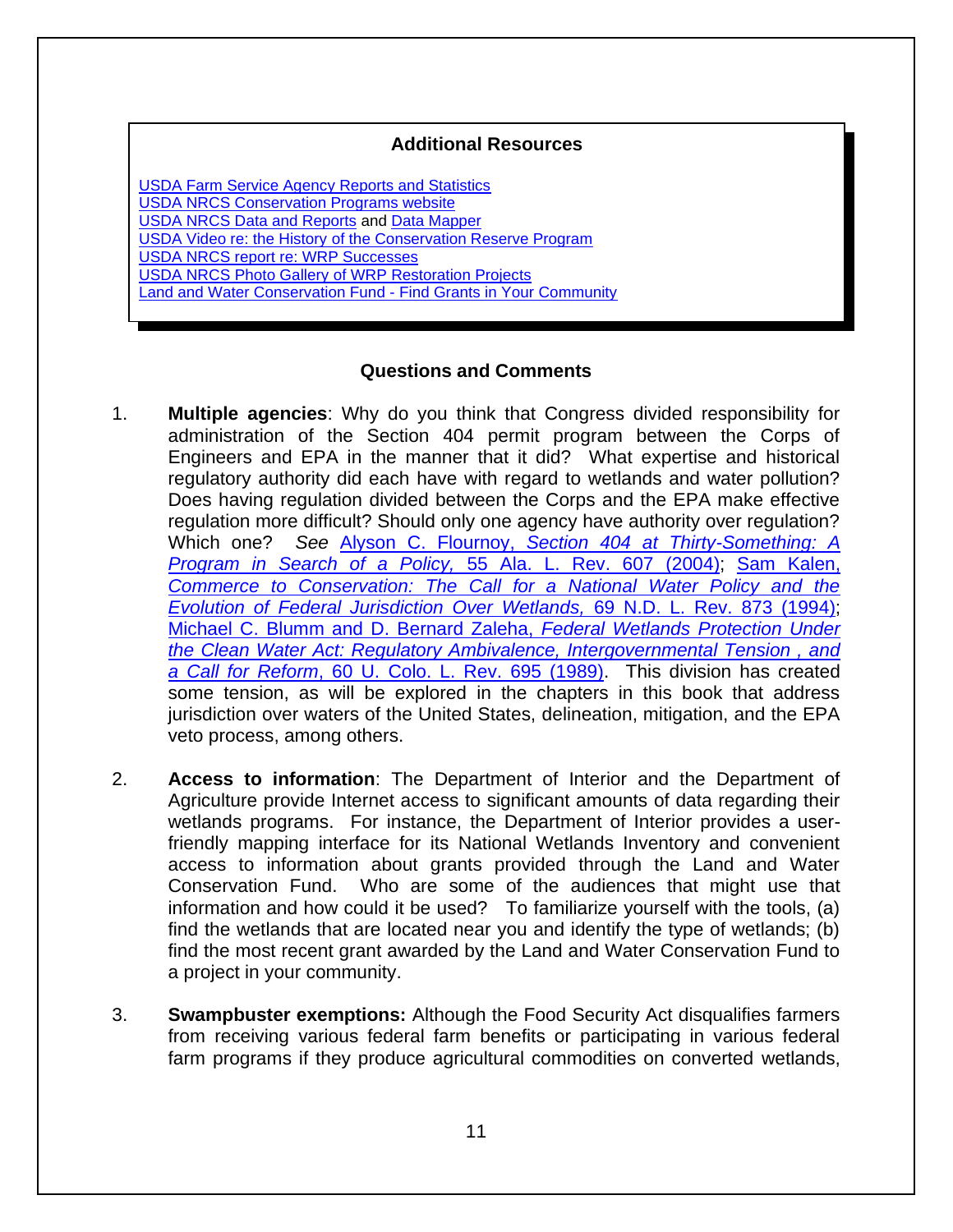**Additional Resources**

USDA Farm Service Agency Reports and Statistics
USDA NRCS Conservation Programs website
USDA NRCS Data and Reports and Data Mapper
USDA Video re: the History of the Conservation Reserve Program
USDA NRCS report re: WRP Successes
USDA NRCS Photo Gallery of WRP Restoration Projects
Land and Water Conservation Fund - Find Grants in Your Community

**Questions and Comments**

1. **Multiple agencies**: Why do you think that Congress divided responsibility for administration of the Section 404 permit program between the Corps of Engineers and EPA in the manner that it did? What expertise and historical regulatory authority did each have with regard to wetlands and water pollution? Does having regulation divided between the Corps and the EPA make effective regulation more difficult? Should only one agency have authority over regulation? Which one? *See* Alyson C. Flournoy, *Section 404 at Thirty-Something: A Program in Search of a Policy,* 55 Ala. L. Rev. 607 (2004); Sam Kalen, *Commerce to Conservation: The Call for a National Water Policy and the Evolution of Federal Jurisdiction Over Wetlands,* 69 N.D. L. Rev. 873 (1994); Michael C. Blumm and D. Bernard Zaleha, *Federal Wetlands Protection Under the Clean Water Act: Regulatory Ambivalence, Intergovernmental Tension , and a Call for Reform*, 60 U. Colo. L. Rev. 695 (1989). This division has created some tension, as will be explored in the chapters in this book that address jurisdiction over waters of the United States, delineation, mitigation, and the EPA veto process, among others.

2. **Access to information**: The Department of Interior and the Department of Agriculture provide Internet access to significant amounts of data regarding their wetlands programs. For instance, the Department of Interior provides a user-friendly mapping interface for its National Wetlands Inventory and convenient access to information about grants provided through the Land and Water Conservation Fund. Who are some of the audiences that might use that information and how could it be used? To familiarize yourself with the tools, (a) find the wetlands that are located near you and identify the type of wetlands; (b) find the most recent grant awarded by the Land and Water Conservation Fund to a project in your community.

3. **Swampbuster exemptions:** Although the Food Security Act disqualifies farmers from receiving various federal farm benefits or participating in various federal farm programs if they produce agricultural commodities on converted wetlands,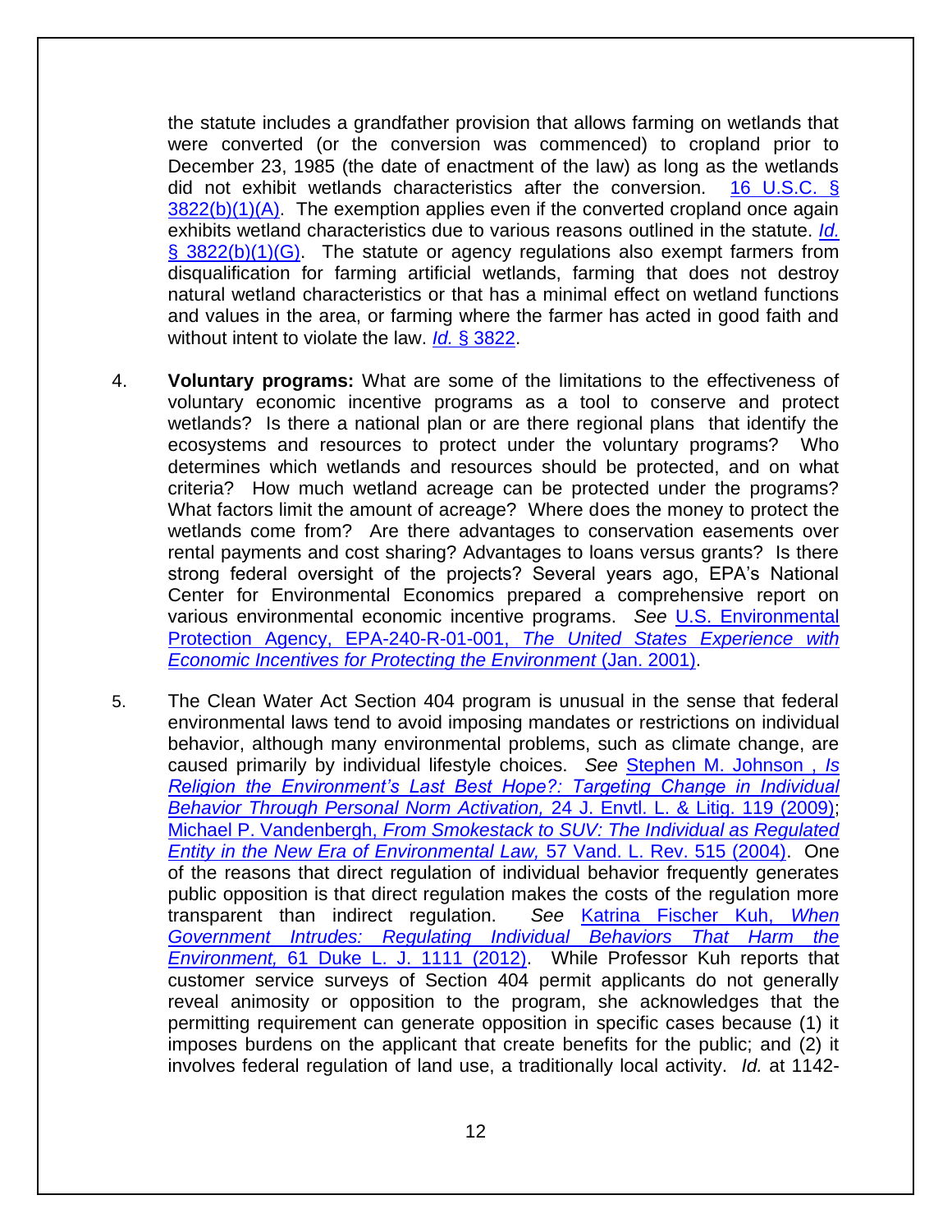the statute includes a grandfather provision that allows farming on wetlands that were converted (or the conversion was commenced) to cropland prior to December 23, 1985 (the date of enactment of the law) as long as the wetlands did not exhibit wetlands characteristics after the conversion. [16 U.S.C. § 3822(b)(1)(A)](). The exemption applies even if the converted cropland once again exhibits wetland characteristics due to various reasons outlined in the statute. [*Id.* § 3822(b)(1)(G)](). The statute or agency regulations also exempt farmers from disqualification for farming artificial wetlands, farming that does not destroy natural wetland characteristics or that has a minimal effect on wetland functions and values in the area, or farming where the farmer has acted in good faith and without intent to violate the law. [*Id.* § 3822]().

4. **Voluntary programs:** What are some of the limitations to the effectiveness of voluntary economic incentive programs as a tool to conserve and protect wetlands? Is there a national plan or are there regional plans that identify the ecosystems and resources to protect under the voluntary programs? Who determines which wetlands and resources should be protected, and on what criteria? How much wetland acreage can be protected under the programs? What factors limit the amount of acreage? Where does the money to protect the wetlands come from? Are there advantages to conservation easements over rental payments and cost sharing? Advantages to loans versus grants? Is there strong federal oversight of the projects? Several years ago, EPA's National Center for Environmental Economics prepared a comprehensive report on various environmental economic incentive programs. *See* U.S. Environmental Protection Agency, EPA-240-R-01-001, *The United States Experience with Economic Incentives for Protecting the Environment* (Jan. 2001).

5. The Clean Water Act Section 404 program is unusual in the sense that federal environmental laws tend to avoid imposing mandates or restrictions on individual behavior, although many environmental problems, such as climate change, are caused primarily by individual lifestyle choices. *See* Stephen M. Johnson , *Is Religion the Environment's Last Best Hope?: Targeting Change in Individual Behavior Through Personal Norm Activation,* 24 J. Envtl. L. & Litig. 119 (2009); Michael P. Vandenbergh, *From Smokestack to SUV: The Individual as Regulated Entity in the New Era of Environmental Law,* 57 Vand. L. Rev. 515 (2004). One of the reasons that direct regulation of individual behavior frequently generates public opposition is that direct regulation makes the costs of the regulation more transparent than indirect regulation. *See* Katrina Fischer Kuh, *When Government Intrudes: Regulating Individual Behaviors That Harm the Environment,* 61 Duke L. J. 1111 (2012). While Professor Kuh reports that customer service surveys of Section 404 permit applicants do not generally reveal animosity or opposition to the program, she acknowledges that the permitting requirement can generate opposition in specific cases because (1) it imposes burdens on the applicant that create benefits for the public; and (2) it involves federal regulation of land use, a traditionally local activity. *Id.* at 1142-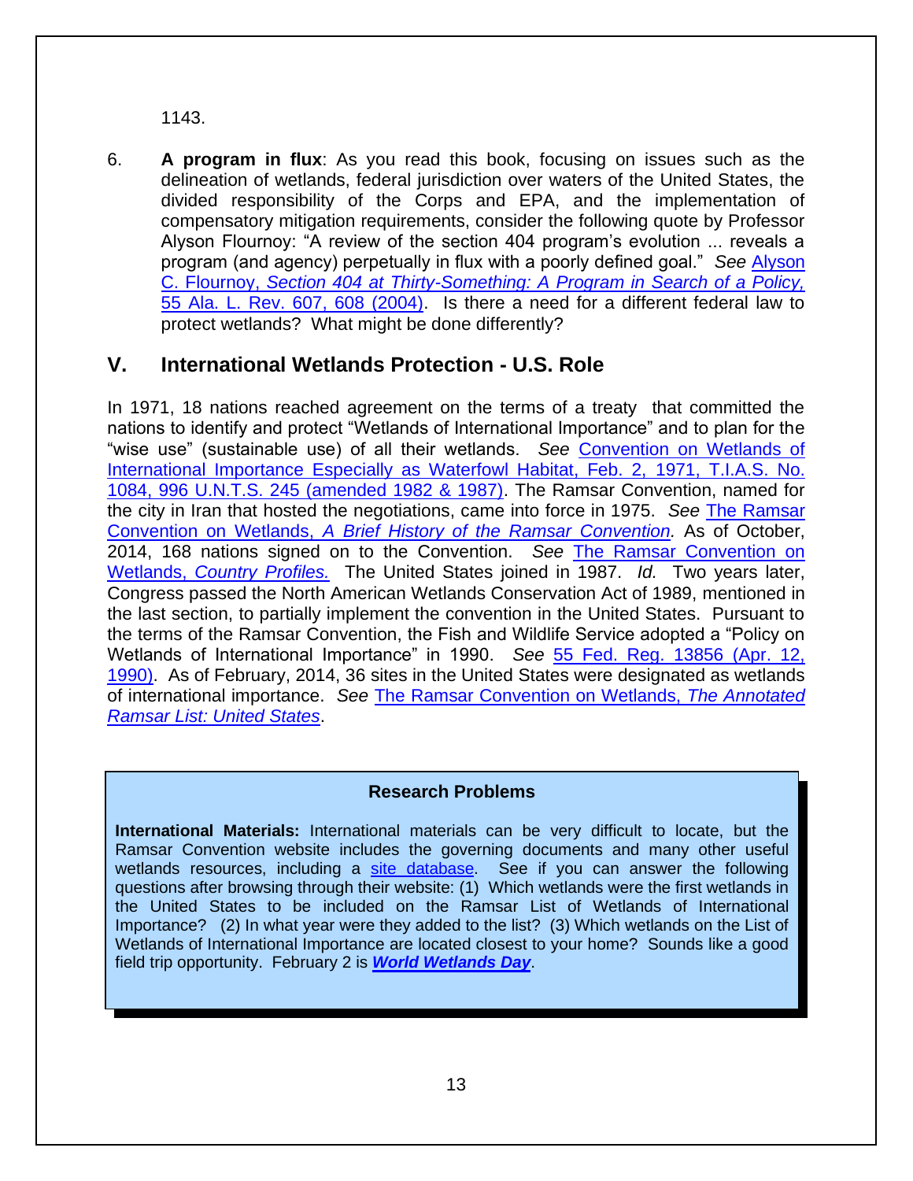1143.

6. **A program in flux**: As you read this book, focusing on issues such as the delineation of wetlands, federal jurisdiction over waters of the United States, the divided responsibility of the Corps and EPA, and the implementation of compensatory mitigation requirements, consider the following quote by Professor Alyson Flournoy: "A review of the section 404 program's evolution ... reveals a program (and agency) perpetually in flux with a poorly defined goal." *See* Alyson C. Flournoy, *Section 404 at Thirty-Something: A Program in Search of a Policy,* 55 Ala. L. Rev. 607, 608 (2004). Is there a need for a different federal law to protect wetlands? What might be done differently?

## V. International Wetlands Protection - U.S. Role

In 1971, 18 nations reached agreement on the terms of a treaty that committed the nations to identify and protect "Wetlands of International Importance" and to plan for the "wise use" (sustainable use) of all their wetlands. *See* Convention on Wetlands of International Importance Especially as Waterfowl Habitat, Feb. 2, 1971, T.I.A.S. No. 1084, 996 U.N.T.S. 245 (amended 1982 & 1987). The Ramsar Convention, named for the city in Iran that hosted the negotiations, came into force in 1975. *See* The Ramsar Convention on Wetlands, *A Brief History of the Ramsar Convention.* As of October, 2014, 168 nations signed on to the Convention. *See* The Ramsar Convention on Wetlands, *Country Profiles.* The United States joined in 1987. *Id.* Two years later, Congress passed the North American Wetlands Conservation Act of 1989, mentioned in the last section, to partially implement the convention in the United States. Pursuant to the terms of the Ramsar Convention, the Fish and Wildlife Service adopted a "Policy on Wetlands of International Importance" in 1990. *See* 55 Fed. Reg. 13856 (Apr. 12, 1990). As of February, 2014, 36 sites in the United States were designated as wetlands of international importance. *See* The Ramsar Convention on Wetlands, *The Annotated Ramsar List: United States*.

> **Research Problems**
>
> **International Materials:** International materials can be very difficult to locate, but the Ramsar Convention website includes the governing documents and many other useful wetlands resources, including a site database. See if you can answer the following questions after browsing through their website: (1) Which wetlands were the first wetlands in the United States to be included on the Ramsar List of Wetlands of International Importance? (2) In what year were they added to the list? (3) Which wetlands on the List of Wetlands of International Importance are located closest to your home? Sounds like a good field trip opportunity. February 2 is ***World Wetlands Day***.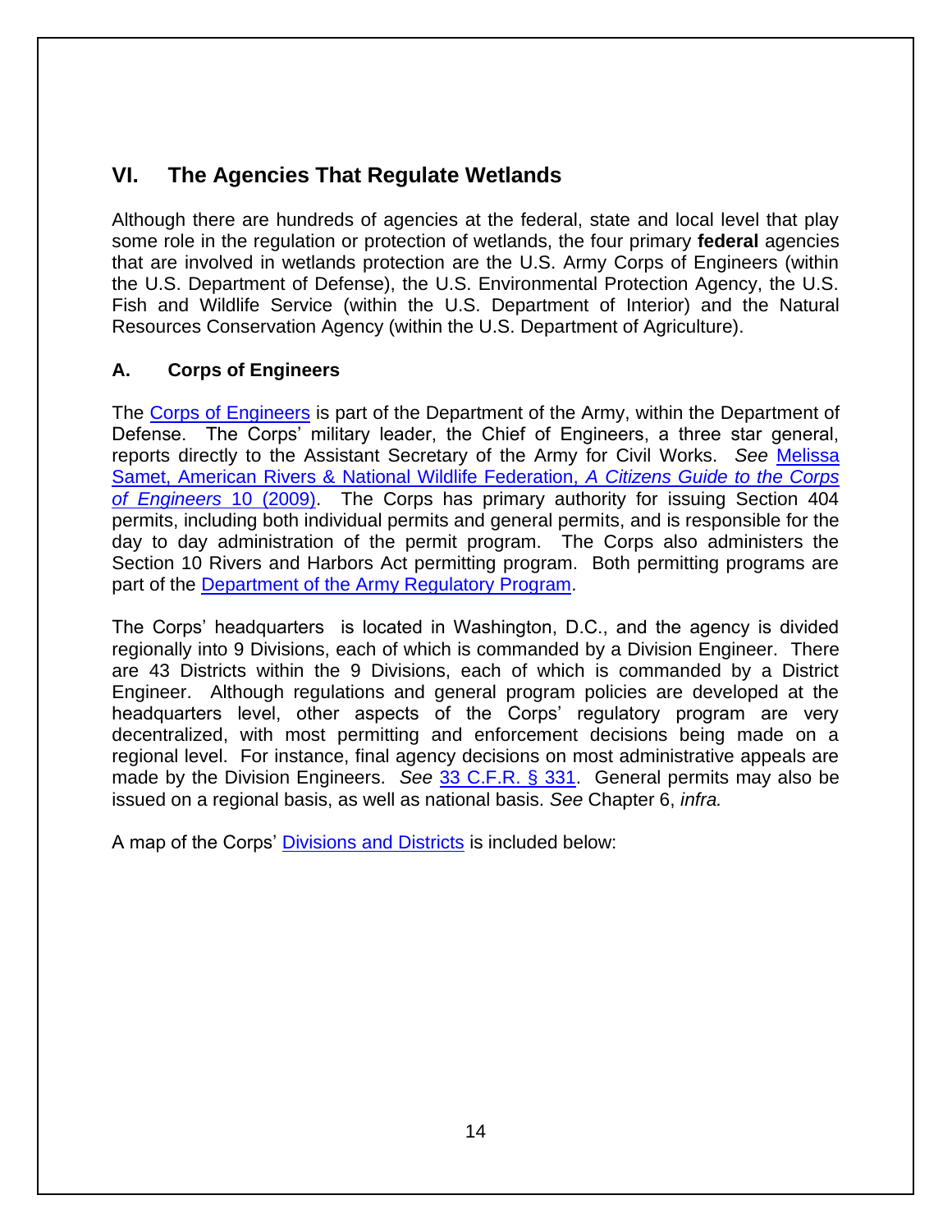## VI. The Agencies That Regulate Wetlands

Although there are hundreds of agencies at the federal, state and local level that play some role in the regulation or protection of wetlands, the four primary **federal** agencies that are involved in wetlands protection are the U.S. Army Corps of Engineers (within the U.S. Department of Defense), the U.S. Environmental Protection Agency, the U.S. Fish and Wildlife Service (within the U.S. Department of Interior) and the Natural Resources Conservation Agency (within the U.S. Department of Agriculture).

### A. Corps of Engineers

The Corps of Engineers is part of the Department of the Army, within the Department of Defense. The Corps' military leader, the Chief of Engineers, a three star general, reports directly to the Assistant Secretary of the Army for Civil Works. *See* Melissa Samet, American Rivers & National Wildlife Federation, *A Citizens Guide to the Corps of Engineers* 10 (2009). The Corps has primary authority for issuing Section 404 permits, including both individual permits and general permits, and is responsible for the day to day administration of the permit program. The Corps also administers the Section 10 Rivers and Harbors Act permitting program. Both permitting programs are part of the Department of the Army Regulatory Program.

The Corps' headquarters is located in Washington, D.C., and the agency is divided regionally into 9 Divisions, each of which is commanded by a Division Engineer. There are 43 Districts within the 9 Divisions, each of which is commanded by a District Engineer. Although regulations and general program policies are developed at the headquarters level, other aspects of the Corps' regulatory program are very decentralized, with most permitting and enforcement decisions being made on a regional level. For instance, final agency decisions on most administrative appeals are made by the Division Engineers. *See* 33 C.F.R. § 331. General permits may also be issued on a regional basis, as well as national basis. *See* Chapter 6, *infra.*

A map of the Corps' Divisions and Districts is included below: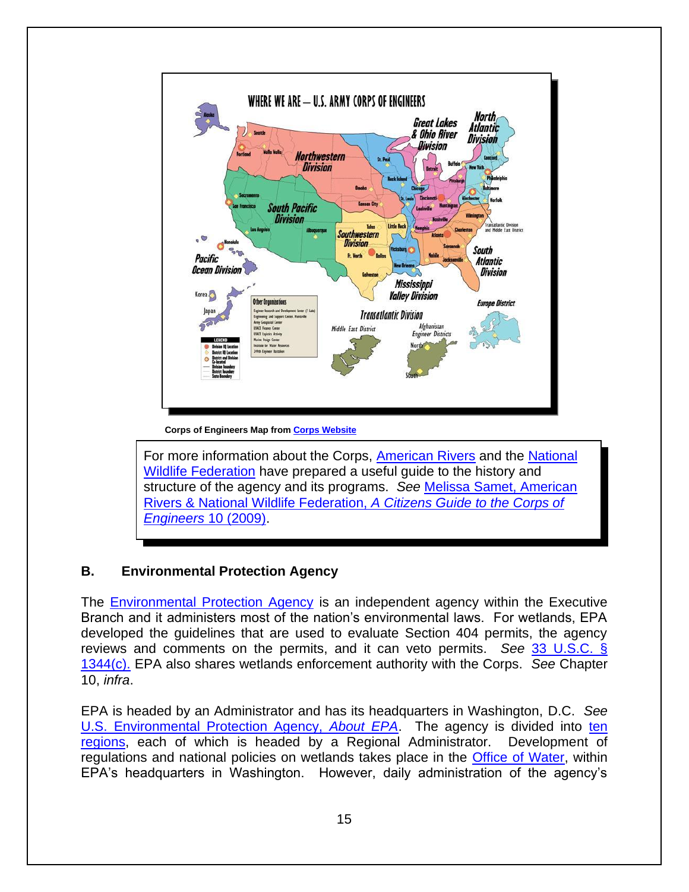**Corps of Engineers Map from Corps Website**

For more information about the Corps, American Rivers and the National Wildlife Federation have prepared a useful guide to the history and structure of the agency and its programs. *See* Melissa Samet, American Rivers & National Wildlife Federation, *A Citizens Guide to the Corps of Engineers* 10 (2009).

## B. Environmental Protection Agency

The Environmental Protection Agency is an independent agency within the Executive Branch and it administers most of the nation's environmental laws. For wetlands, EPA developed the guidelines that are used to evaluate Section 404 permits, the agency reviews and comments on the permits, and it can veto permits. *See* 33 U.S.C. § 1344(c). EPA also shares wetlands enforcement authority with the Corps. *See* Chapter 10, *infra*.

EPA is headed by an Administrator and has its headquarters in Washington, D.C. *See* U.S. Environmental Protection Agency, *About EPA*. The agency is divided into ten regions, each of which is headed by a Regional Administrator. Development of regulations and national policies on wetlands takes place in the Office of Water, within EPA's headquarters in Washington. However, daily administration of the agency's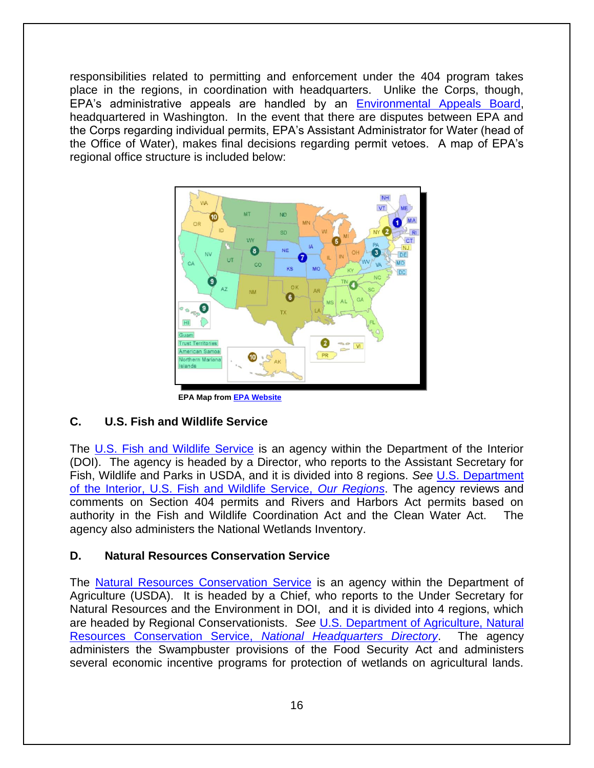responsibilities related to permitting and enforcement under the 404 program takes place in the regions, in coordination with headquarters. Unlike the Corps, though, EPA's administrative appeals are handled by an Environmental Appeals Board, headquartered in Washington. In the event that there are disputes between EPA and the Corps regarding individual permits, EPA's Assistant Administrator for Water (head of the Office of Water), makes final decisions regarding permit vetoes. A map of EPA's regional office structure is included below:

**EPA Map from EPA Website**

### C. U.S. Fish and Wildlife Service

The U.S. Fish and Wildlife Service is an agency within the Department of the Interior (DOI). The agency is headed by a Director, who reports to the Assistant Secretary for Fish, Wildlife and Parks in USDA, and it is divided into 8 regions. *See* U.S. Department of the Interior, U.S. Fish and Wildlife Service, *Our Regions*. The agency reviews and comments on Section 404 permits and Rivers and Harbors Act permits based on authority in the Fish and Wildlife Coordination Act and the Clean Water Act. The agency also administers the National Wetlands Inventory.

### D. Natural Resources Conservation Service

The Natural Resources Conservation Service is an agency within the Department of Agriculture (USDA). It is headed by a Chief, who reports to the Under Secretary for Natural Resources and the Environment in DOI, and it is divided into 4 regions, which are headed by Regional Conservationists. *See* U.S. Department of Agriculture, Natural Resources Conservation Service, *National Headquarters Directory*. The agency administers the Swampbuster provisions of the Food Security Act and administers several economic incentive programs for protection of wetlands on agricultural lands.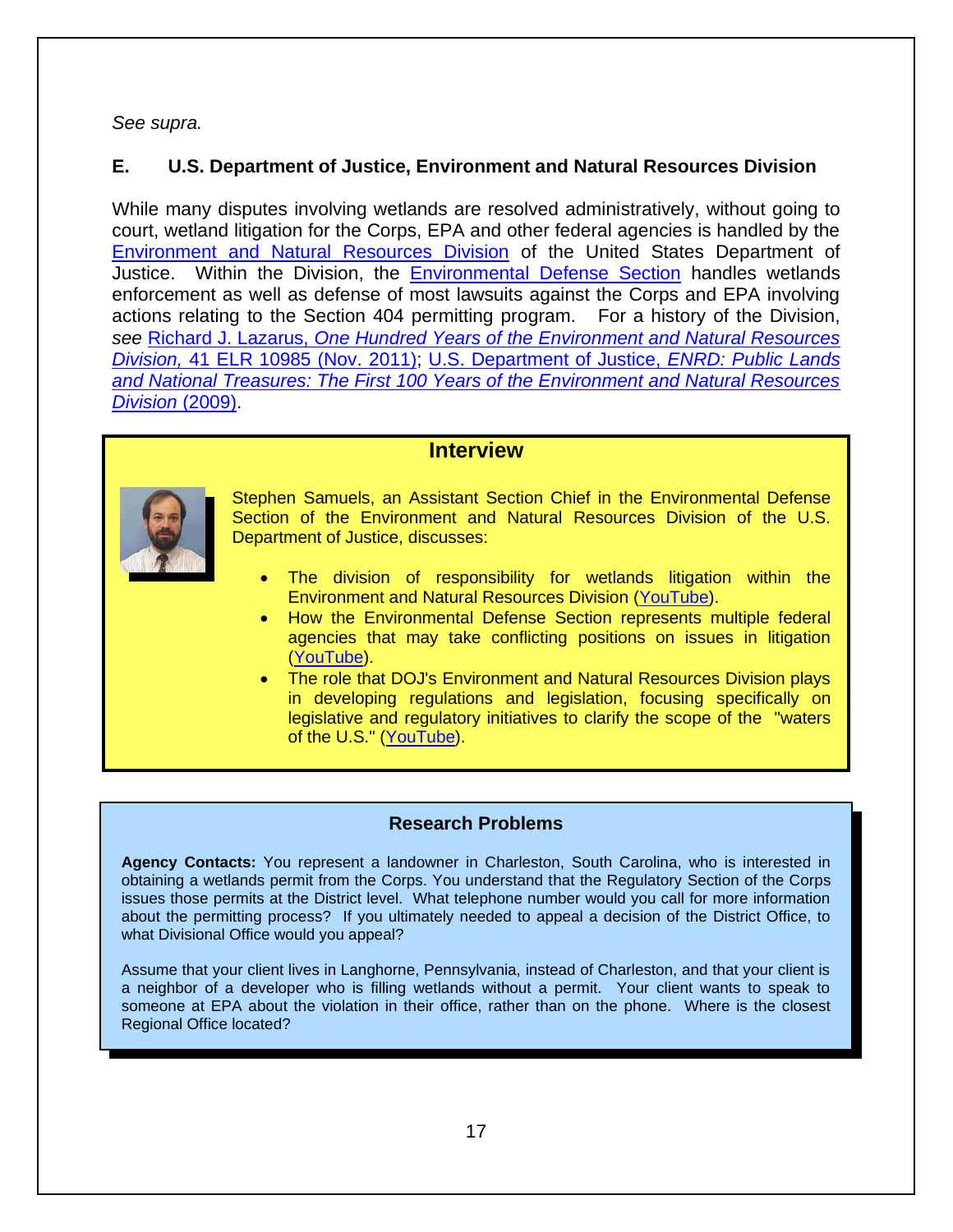*See supra.*

## E. U.S. Department of Justice, Environment and Natural Resources Division

While many disputes involving wetlands are resolved administratively, without going to court, wetland litigation for the Corps, EPA and other federal agencies is handled by the Environment and Natural Resources Division of the United States Department of Justice. Within the Division, the Environmental Defense Section handles wetlands enforcement as well as defense of most lawsuits against the Corps and EPA involving actions relating to the Section 404 permitting program. For a history of the Division, *see* Richard J. Lazarus, *One Hundred Years of the Environment and Natural Resources Division,* 41 ELR 10985 (Nov. 2011); U.S. Department of Justice, *ENRD: Public Lands and National Treasures: The First 100 Years of the Environment and Natural Resources Division* (2009).

### Interview

Stephen Samuels, an Assistant Section Chief in the Environmental Defense Section of the Environment and Natural Resources Division of the U.S. Department of Justice, discusses:

- The division of responsibility for wetlands litigation within the Environment and Natural Resources Division (YouTube).
- How the Environmental Defense Section represents multiple federal agencies that may take conflicting positions on issues in litigation (YouTube).
- The role that DOJ's Environment and Natural Resources Division plays in developing regulations and legislation, focusing specifically on legislative and regulatory initiatives to clarify the scope of the "waters of the U.S." (YouTube).

### Research Problems

**Agency Contacts:** You represent a landowner in Charleston, South Carolina, who is interested in obtaining a wetlands permit from the Corps. You understand that the Regulatory Section of the Corps issues those permits at the District level. What telephone number would you call for more information about the permitting process? If you ultimately needed to appeal a decision of the District Office, to what Divisional Office would you appeal?

Assume that your client lives in Langhorne, Pennsylvania, instead of Charleston, and that your client is a neighbor of a developer who is filling wetlands without a permit. Your client wants to speak to someone at EPA about the violation in their office, rather than on the phone. Where is the closest Regional Office located?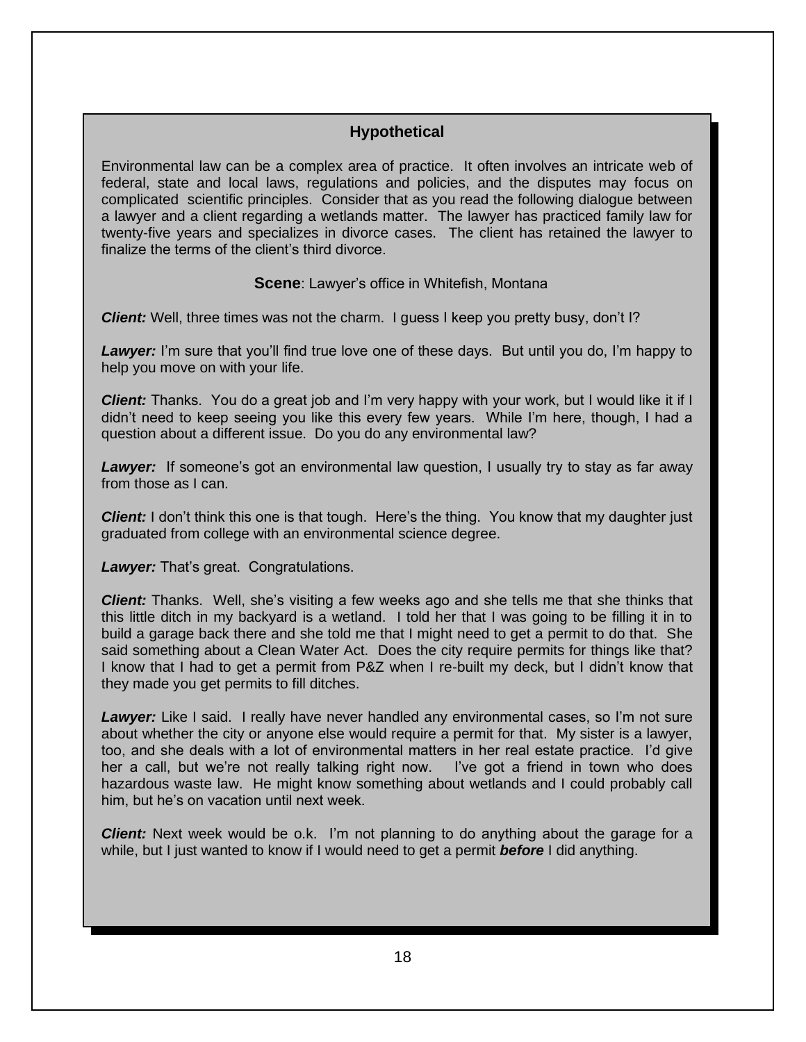## Hypothetical

Environmental law can be a complex area of practice. It often involves an intricate web of federal, state and local laws, regulations and policies, and the disputes may focus on complicated scientific principles. Consider that as you read the following dialogue between a lawyer and a client regarding a wetlands matter. The lawyer has practiced family law for twenty-five years and specializes in divorce cases. The client has retained the lawyer to finalize the terms of the client's third divorce.

**Scene**: Lawyer's office in Whitefish, Montana

***Client:*** Well, three times was not the charm. I guess I keep you pretty busy, don't I?

***Lawyer:*** I'm sure that you'll find true love one of these days. But until you do, I'm happy to help you move on with your life.

***Client:*** Thanks. You do a great job and I'm very happy with your work, but I would like it if I didn't need to keep seeing you like this every few years. While I'm here, though, I had a question about a different issue. Do you do any environmental law?

***Lawyer:*** If someone's got an environmental law question, I usually try to stay as far away from those as I can.

***Client:*** I don't think this one is that tough. Here's the thing. You know that my daughter just graduated from college with an environmental science degree.

***Lawyer:*** That's great. Congratulations.

***Client:*** Thanks. Well, she's visiting a few weeks ago and she tells me that she thinks that this little ditch in my backyard is a wetland. I told her that I was going to be filling it in to build a garage back there and she told me that I might need to get a permit to do that. She said something about a Clean Water Act. Does the city require permits for things like that? I know that I had to get a permit from P&Z when I re-built my deck, but I didn't know that they made you get permits to fill ditches.

***Lawyer:*** Like I said. I really have never handled any environmental cases, so I'm not sure about whether the city or anyone else would require a permit for that. My sister is a lawyer, too, and she deals with a lot of environmental matters in her real estate practice. I'd give her a call, but we're not really talking right now. I've got a friend in town who does hazardous waste law. He might know something about wetlands and I could probably call him, but he's on vacation until next week.

***Client:*** Next week would be o.k. I'm not planning to do anything about the garage for a while, but I just wanted to know if I would need to get a permit ***before*** I did anything.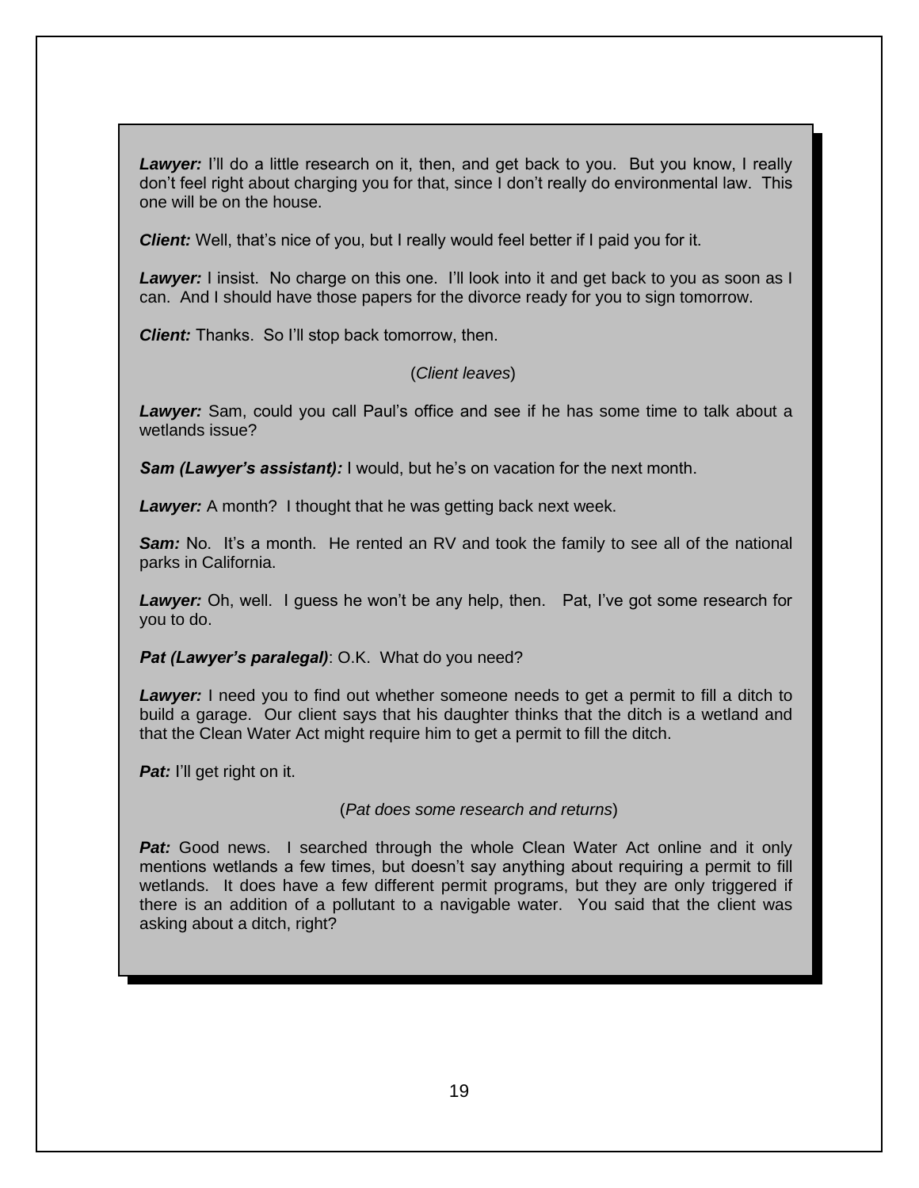***Lawyer:*** I'll do a little research on it, then, and get back to you. But you know, I really don't feel right about charging you for that, since I don't really do environmental law. This one will be on the house.

***Client:*** Well, that's nice of you, but I really would feel better if I paid you for it.

***Lawyer:*** I insist. No charge on this one. I'll look into it and get back to you as soon as I can. And I should have those papers for the divorce ready for you to sign tomorrow.

***Client:*** Thanks. So I'll stop back tomorrow, then.

(*Client leaves*)

***Lawyer:*** Sam, could you call Paul's office and see if he has some time to talk about a wetlands issue?

***Sam (Lawyer's assistant):*** I would, but he's on vacation for the next month.

***Lawyer:*** A month? I thought that he was getting back next week.

***Sam:*** No. It's a month. He rented an RV and took the family to see all of the national parks in California.

***Lawyer:*** Oh, well. I guess he won't be any help, then. Pat, I've got some research for you to do.

***Pat (Lawyer's paralegal)***: O.K. What do you need?

***Lawyer:*** I need you to find out whether someone needs to get a permit to fill a ditch to build a garage. Our client says that his daughter thinks that the ditch is a wetland and that the Clean Water Act might require him to get a permit to fill the ditch.

***Pat:*** I'll get right on it.

(*Pat does some research and returns*)

***Pat:*** Good news. I searched through the whole Clean Water Act online and it only mentions wetlands a few times, but doesn't say anything about requiring a permit to fill wetlands. It does have a few different permit programs, but they are only triggered if there is an addition of a pollutant to a navigable water. You said that the client was asking about a ditch, right?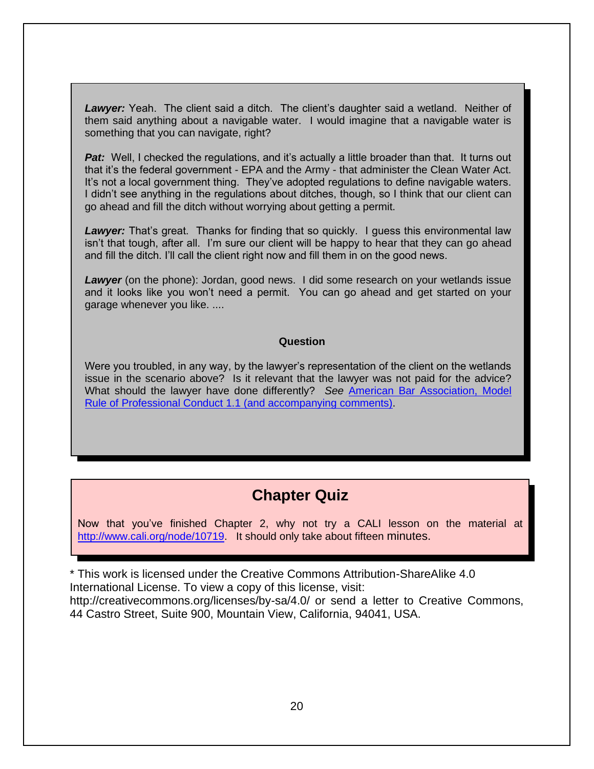**Lawyer:** Yeah. The client said a ditch. The client's daughter said a wetland. Neither of them said anything about a navigable water. I would imagine that a navigable water is something that you can navigate, right?

**Pat:** Well, I checked the regulations, and it's actually a little broader than that. It turns out that it's the federal government - EPA and the Army - that administer the Clean Water Act. It's not a local government thing. They've adopted regulations to define navigable waters. I didn't see anything in the regulations about ditches, though, so I think that our client can go ahead and fill the ditch without worrying about getting a permit.

**Lawyer:** That's great. Thanks for finding that so quickly. I guess this environmental law isn't that tough, after all. I'm sure our client will be happy to hear that they can go ahead and fill the ditch. I'll call the client right now and fill them in on the good news.

**Lawyer** (on the phone): Jordan, good news. I did some research on your wetlands issue and it looks like you won't need a permit. You can go ahead and get started on your garage whenever you like. ....

**Question**

Were you troubled, in any way, by the lawyer's representation of the client on the wetlands issue in the scenario above? Is it relevant that the lawyer was not paid for the advice? What should the lawyer have done differently? *See* American Bar Association, Model Rule of Professional Conduct 1.1 (and accompanying comments).

## Chapter Quiz

Now that you've finished Chapter 2, why not try a CALI lesson on the material at http://www.cali.org/node/10719. It should only take about fifteen minutes.

* This work is licensed under the Creative Commons Attribution-ShareAlike 4.0 International License. To view a copy of this license, visit: http://creativecommons.org/licenses/by-sa/4.0/ or send a letter to Creative Commons, 44 Castro Street, Suite 900, Mountain View, California, 94041, USA.